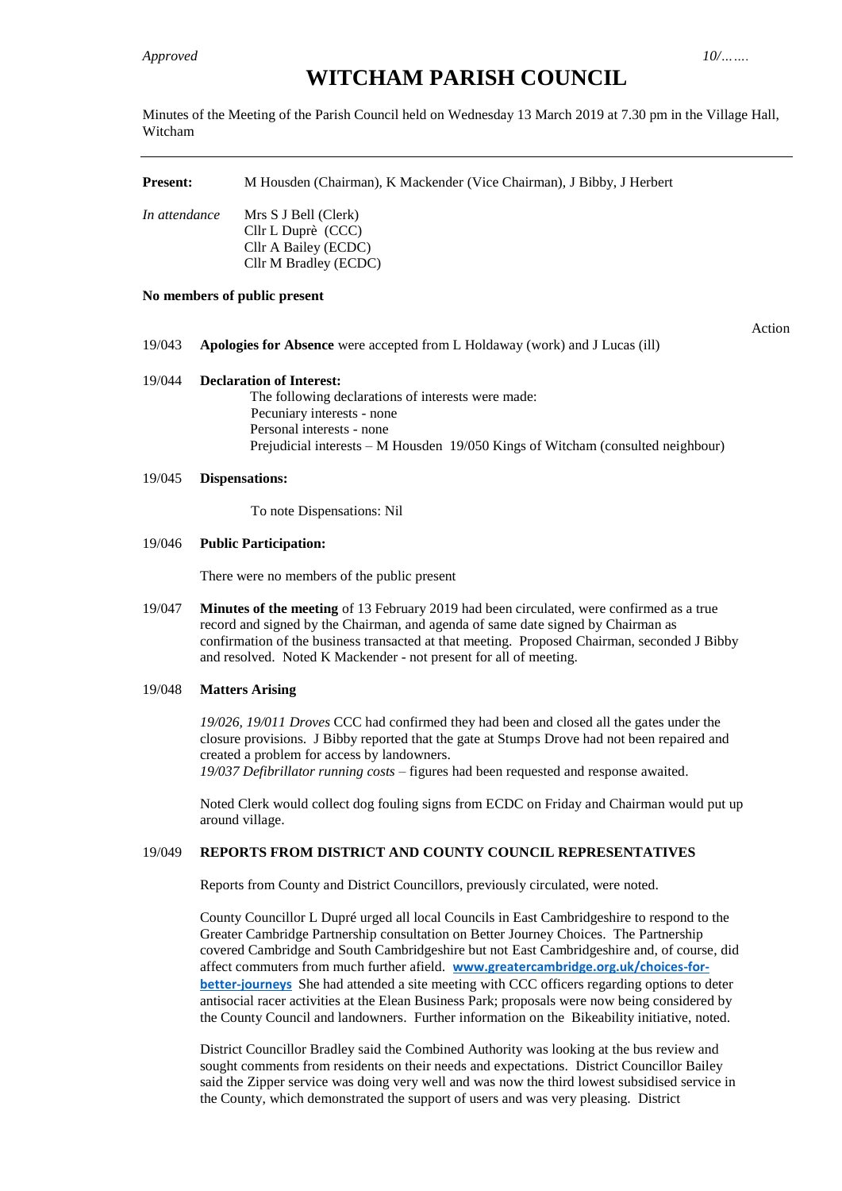*Approved* 10/…….

# WITCHAM PARISH COUNCIL

Minutes of the Meeting of the Parish Council held on Wednesday 13 March 2019 at 7.30 pm in the Village Hall, Witcham

---

**Present:** M Housden (Chairman), K Mackender (Vice Chairman), J Bibby, J Herbert

*In attendance* Mrs S J Bell (Clerk)
Cllr L Duprè (CCC)
Cllr A Bailey (ECDC)
Cllr M Bradley (ECDC)

**No members of public present**

Action

19/043 **Apologies for Absence** were accepted from L Holdaway (work) and J Lucas (ill)

19/044 **Declaration of Interest:**

The following declarations of interests were made:
Pecuniary interests - none
Personal interests - none
Prejudicial interests – M Housden 19/050 Kings of Witcham (consulted neighbour)

19/045 **Dispensations:**

To note Dispensations: Nil

19/046 **Public Participation:**

There were no members of the public present

19/047 **Minutes of the meeting** of 13 February 2019 had been circulated, were confirmed as a true record and signed by the Chairman, and agenda of same date signed by Chairman as confirmation of the business transacted at that meeting. Proposed Chairman, seconded J Bibby and resolved. Noted K Mackender - not present for all of meeting.

19/048 **Matters Arising**

*19/026, 19/011 Droves* CCC had confirmed they had been and closed all the gates under the closure provisions. J Bibby reported that the gate at Stumps Drove had not been repaired and created a problem for access by landowners.
*19/037 Defibrillator running costs* – figures had been requested and response awaited.

Noted Clerk would collect dog fouling signs from ECDC on Friday and Chairman would put up around village.

19/049 **REPORTS FROM DISTRICT AND COUNTY COUNCIL REPRESENTATIVES**

Reports from County and District Councillors, previously circulated, were noted.

County Councillor L Dupré urged all local Councils in East Cambridgeshire to respond to the Greater Cambridge Partnership consultation on Better Journey Choices. The Partnership covered Cambridge and South Cambridgeshire but not East Cambridgeshire and, of course, did affect commuters from much further afield. **www.greatercambridge.org.uk/choices-for-better-journeys** She had attended a site meeting with CCC officers regarding options to deter antisocial racer activities at the Elean Business Park; proposals were now being considered by the County Council and landowners. Further information on the Bikeability initiative, noted.

District Councillor Bradley said the Combined Authority was looking at the bus review and sought comments from residents on their needs and expectations. District Councillor Bailey said the Zipper service was doing very well and was now the third lowest subsidised service in the County, which demonstrated the support of users and was very pleasing. District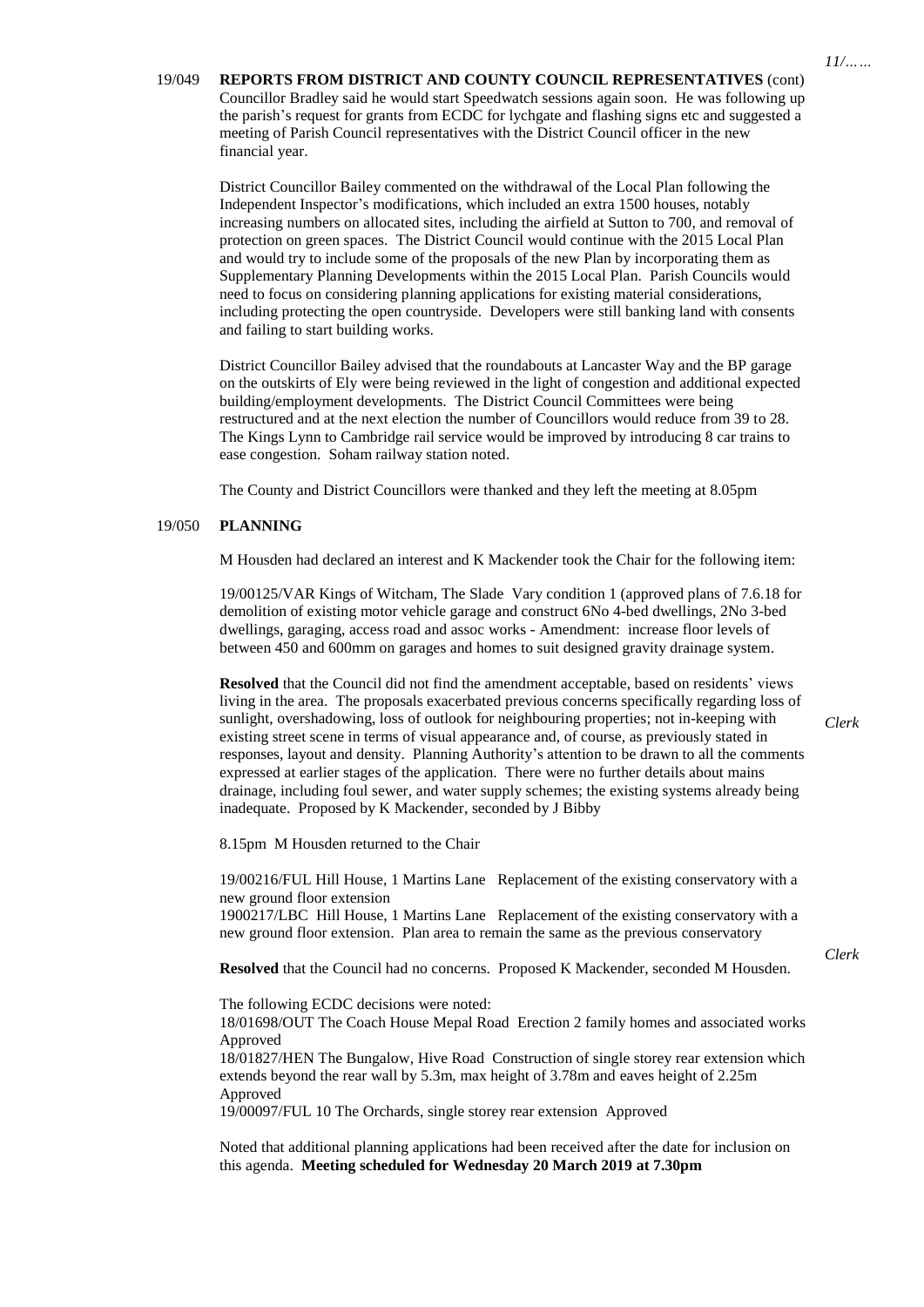**19/049 REPORTS FROM DISTRICT AND COUNTY COUNCIL REPRESENTATIVES** (cont)

Councillor Bradley said he would start Speedwatch sessions again soon. He was following up the parish's request for grants from ECDC for lychgate and flashing signs etc and suggested a meeting of Parish Council representatives with the District Council officer in the new financial year.

District Councillor Bailey commented on the withdrawal of the Local Plan following the Independent Inspector's modifications, which included an extra 1500 houses, notably increasing numbers on allocated sites, including the airfield at Sutton to 700, and removal of protection on green spaces. The District Council would continue with the 2015 Local Plan and would try to include some of the proposals of the new Plan by incorporating them as Supplementary Planning Developments within the 2015 Local Plan. Parish Councils would need to focus on considering planning applications for existing material considerations, including protecting the open countryside. Developers were still banking land with consents and failing to start building works.

District Councillor Bailey advised that the roundabouts at Lancaster Way and the BP garage on the outskirts of Ely were being reviewed in the light of congestion and additional expected building/employment developments. The District Council Committees were being restructured and at the next election the number of Councillors would reduce from 39 to 28. The Kings Lynn to Cambridge rail service would be improved by introducing 8 car trains to ease congestion. Soham railway station noted.

The County and District Councillors were thanked and they left the meeting at 8.05pm

**19/050 PLANNING**

M Housden had declared an interest and K Mackender took the Chair for the following item:

19/00125/VAR Kings of Witcham, The Slade Vary condition 1 (approved plans of 7.6.18 for demolition of existing motor vehicle garage and construct 6No 4-bed dwellings, 2No 3-bed dwellings, garaging, access road and assoc works - Amendment: increase floor levels of between 450 and 600mm on garages and homes to suit designed gravity drainage system.

**Resolved** that the Council did not find the amendment acceptable, based on residents' views living in the area. The proposals exacerbated previous concerns specifically regarding loss of sunlight, overshadowing, loss of outlook for neighbouring properties; not in-keeping with existing street scene in terms of visual appearance and, of course, as previously stated in responses, layout and density. Planning Authority's attention to be drawn to all the comments expressed at earlier stages of the application. There were no further details about mains drainage, including foul sewer, and water supply schemes; the existing systems already being inadequate. Proposed by K Mackender, seconded by J Bibby *Clerk*

8.15pm M Housden returned to the Chair

19/00216/FUL Hill House, 1 Martins Lane Replacement of the existing conservatory with a new ground floor extension
1900217/LBC Hill House, 1 Martins Lane Replacement of the existing conservatory with a new ground floor extension. Plan area to remain the same as the previous conservatory

**Resolved** that the Council had no concerns. Proposed K Mackender, seconded M Housden. *Clerk*

The following ECDC decisions were noted:
18/01698/OUT The Coach House Mepal Road Erection 2 family homes and associated works Approved
18/01827/HEN The Bungalow, Hive Road Construction of single storey rear extension which extends beyond the rear wall by 5.3m, max height of 3.78m and eaves height of 2.25m Approved
19/00097/FUL 10 The Orchards, single storey rear extension Approved

Noted that additional planning applications had been received after the date for inclusion on this agenda. **Meeting scheduled for Wednesday 20 March 2019 at 7.30pm**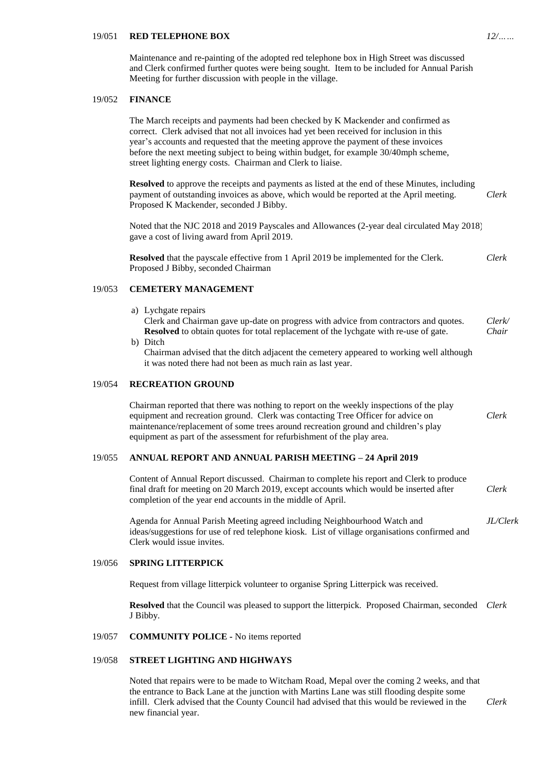## 19/051 **RED TELEPHONE BOX**

Maintenance and re-painting of the adopted red telephone box in High Street was discussed and Clerk confirmed further quotes were being sought. Item to be included for Annual Parish Meeting for further discussion with people in the village.

## 19/052 **FINANCE**

The March receipts and payments had been checked by K Mackender and confirmed as correct. Clerk advised that not all invoices had yet been received for inclusion in this year's accounts and requested that the meeting approve the payment of these invoices before the next meeting subject to being within budget, for example 30/40mph scheme, street lighting energy costs. Chairman and Clerk to liaise.

**Resolved** to approve the receipts and payments as listed at the end of these Minutes, including payment of outstanding invoices as above, which would be reported at the April meeting. Proposed K Mackender, seconded J Bibby. *Clerk*

Noted that the NJC 2018 and 2019 Payscales and Allowances (2-year deal circulated May 2018) gave a cost of living award from April 2019.

**Resolved** that the payscale effective from 1 April 2019 be implemented for the Clerk. Proposed J Bibby, seconded Chairman *Clerk*

## 19/053 **CEMETERY MANAGEMENT**

a) Lychgate repairs
   Clerk and Chairman gave up-date on progress with advice from contractors and quotes. **Resolved** to obtain quotes for total replacement of the lychgate with re-use of gate. *Clerk/ Chair*

b) Ditch
   Chairman advised that the ditch adjacent the cemetery appeared to working well although it was noted there had not been as much rain as last year.

## 19/054 **RECREATION GROUND**

Chairman reported that there was nothing to report on the weekly inspections of the play equipment and recreation ground. Clerk was contacting Tree Officer for advice on maintenance/replacement of some trees around recreation ground and children's play equipment as part of the assessment for refurbishment of the play area. *Clerk*

## 19/055 **ANNUAL REPORT AND ANNUAL PARISH MEETING – 24 April 2019**

Content of Annual Report discussed. Chairman to complete his report and Clerk to produce final draft for meeting on 20 March 2019, except accounts which would be inserted after completion of the year end accounts in the middle of April. *Clerk*

Agenda for Annual Parish Meeting agreed including Neighbourhood Watch and ideas/suggestions for use of red telephone kiosk. List of village organisations confirmed and Clerk would issue invites. *JL/Clerk*

## 19/056 **SPRING LITTERPICK**

Request from village litterpick volunteer to organise Spring Litterpick was received.

**Resolved** that the Council was pleased to support the litterpick. Proposed Chairman, seconded J Bibby. *Clerk*

## 19/057 **COMMUNITY POLICE** - No items reported

## 19/058 **STREET LIGHTING AND HIGHWAYS**

Noted that repairs were to be made to Witcham Road, Mepal over the coming 2 weeks, and that the entrance to Back Lane at the junction with Martins Lane was still flooding despite some infill. Clerk advised that the County Council had advised that this would be reviewed in the new financial year. *Clerk*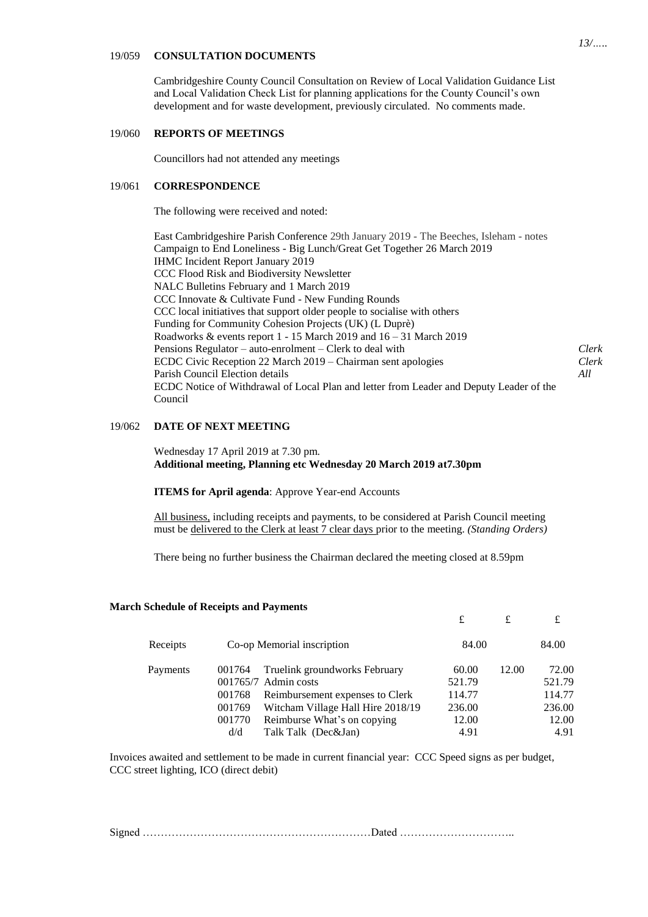### 19/059 CONSULTATION DOCUMENTS

Cambridgeshire County Council Consultation on Review of Local Validation Guidance List and Local Validation Check List for planning applications for the County Council's own development and for waste development, previously circulated. No comments made.

### 19/060 REPORTS OF MEETINGS

Councillors had not attended any meetings

### 19/061 CORRESPONDENCE

The following were received and noted:

East Cambridgeshire Parish Conference 29th January 2019 - The Beeches, Isleham - notes
Campaign to End Loneliness - Big Lunch/Great Get Together 26 March 2019
IHMC Incident Report January 2019
CCC Flood Risk and Biodiversity Newsletter
NALC Bulletins February and 1 March 2019
CCC Innovate & Cultivate Fund - New Funding Rounds
CCC local initiatives that support older people to socialise with others
Funding for Community Cohesion Projects (UK) (L Duprè)
Roadworks & events report 1 - 15 March 2019 and 16 – 31 March 2019
Pensions Regulator – auto-enrolment – Clerk to deal with *Clerk*
ECDC Civic Reception 22 March 2019 – Chairman sent apologies *Clerk*
Parish Council Election details *All*
ECDC Notice of Withdrawal of Local Plan and letter from Leader and Deputy Leader of the Council

### 19/062 DATE OF NEXT MEETING

Wednesday 17 April 2019 at 7.30 pm.
**Additional meeting, Planning etc Wednesday 20 March 2019 at7.30pm**

**ITEMS for April agenda**: Approve Year-end Accounts

All business, including receipts and payments, to be considered at Parish Council meeting must be delivered to the Clerk at least 7 clear days prior to the meeting. *(Standing Orders)*

There being no further business the Chairman declared the meeting closed at 8.59pm

**March Schedule of Receipts and Payments**

| | | | £ | £ | £ |
|---|---|---|---|---|---|
| Receipts | | Co-op Memorial inscription | 84.00 | | 84.00 |
| Payments | 001764 | Truelink groundworks February | 60.00 | 12.00 | 72.00 |
| | 001765/7 | Admin costs | 521.79 | | 521.79 |
| | 001768 | Reimbursement expenses to Clerk | 114.77 | | 114.77 |
| | 001769 | Witcham Village Hall Hire 2018/19 | 236.00 | | 236.00 |
| | 001770 | Reimburse What's on copying | 12.00 | | 12.00 |
| | d/d | Talk Talk (Dec&Jan) | 4.91 | | 4.91 |

Invoices awaited and settlement to be made in current financial year: CCC Speed signs as per budget, CCC street lighting, ICO (direct debit)

Signed ………………………………………………………Dated …………………………..